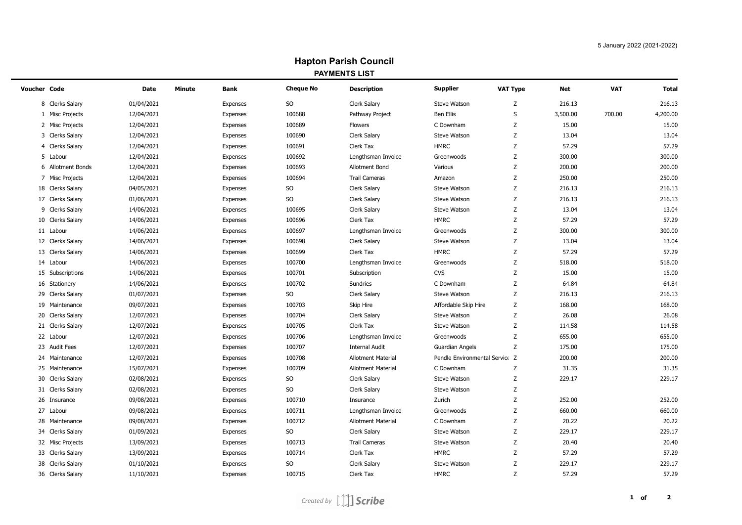5 January 2022 (2021-2022)

# Hapton Parish Council

## PAYMENTS LIST

| Voucher | Code | Date | Minute | Bank | Cheque No | Description | Supplier | VAT Type | Net | VAT | Total |
|---|---|---|---|---|---|---|---|---|---|---|---|
| 8 | Clerks Salary | 01/04/2021 | | Expenses | SO | Clerk Salary | Steve Watson | Z | 216.13 | | 216.13 |
| 1 | Misc Projects | 12/04/2021 | | Expenses | 100688 | Pathway Project | Ben Ellis | S | 3,500.00 | 700.00 | 4,200.00 |
| 2 | Misc Projects | 12/04/2021 | | Expenses | 100689 | Flowers | C Downham | Z | 15.00 | | 15.00 |
| 3 | Clerks Salary | 12/04/2021 | | Expenses | 100690 | Clerk Salary | Steve Watson | Z | 13.04 | | 13.04 |
| 4 | Clerks Salary | 12/04/2021 | | Expenses | 100691 | Clerk Tax | HMRC | Z | 57.29 | | 57.29 |
| 5 | Labour | 12/04/2021 | | Expenses | 100692 | Lengthsman Invoice | Greenwoods | Z | 300.00 | | 300.00 |
| 6 | Allotment Bonds | 12/04/2021 | | Expenses | 100693 | Allotment Bond | Various | Z | 200.00 | | 200.00 |
| 7 | Misc Projects | 12/04/2021 | | Expenses | 100694 | Trail Cameras | Amazon | Z | 250.00 | | 250.00 |
| 18 | Clerks Salary | 04/05/2021 | | Expenses | SO | Clerk Salary | Steve Watson | Z | 216.13 | | 216.13 |
| 17 | Clerks Salary | 01/06/2021 | | Expenses | SO | Clerk Salary | Steve Watson | Z | 216.13 | | 216.13 |
| 9 | Clerks Salary | 14/06/2021 | | Expenses | 100695 | Clerk Salary | Steve Watson | Z | 13.04 | | 13.04 |
| 10 | Clerks Salary | 14/06/2021 | | Expenses | 100696 | Clerk Tax | HMRC | Z | 57.29 | | 57.29 |
| 11 | Labour | 14/06/2021 | | Expenses | 100697 | Lengthsman Invoice | Greenwoods | Z | 300.00 | | 300.00 |
| 12 | Clerks Salary | 14/06/2021 | | Expenses | 100698 | Clerk Salary | Steve Watson | Z | 13.04 | | 13.04 |
| 13 | Clerks Salary | 14/06/2021 | | Expenses | 100699 | Clerk Tax | HMRC | Z | 57.29 | | 57.29 |
| 14 | Labour | 14/06/2021 | | Expenses | 100700 | Lengthsman Invoice | Greenwoods | Z | 518.00 | | 518.00 |
| 15 | Subscriptions | 14/06/2021 | | Expenses | 100701 | Subscription | CVS | Z | 15.00 | | 15.00 |
| 16 | Stationery | 14/06/2021 | | Expenses | 100702 | Sundries | C Downham | Z | 64.84 | | 64.84 |
| 29 | Clerks Salary | 01/07/2021 | | Expenses | SO | Clerk Salary | Steve Watson | Z | 216.13 | | 216.13 |
| 19 | Maintenance | 09/07/2021 | | Expenses | 100703 | Skip Hire | Affordable Skip Hire | Z | 168.00 | | 168.00 |
| 20 | Clerks Salary | 12/07/2021 | | Expenses | 100704 | Clerk Salary | Steve Watson | Z | 26.08 | | 26.08 |
| 21 | Clerks Salary | 12/07/2021 | | Expenses | 100705 | Clerk Tax | Steve Watson | Z | 114.58 | | 114.58 |
| 22 | Labour | 12/07/2021 | | Expenses | 100706 | Lengthsman Invoice | Greenwoods | Z | 655.00 | | 655.00 |
| 23 | Audit Fees | 12/07/2021 | | Expenses | 100707 | Internal Audit | Guardian Angels | Z | 175.00 | | 175.00 |
| 24 | Maintenance | 12/07/2021 | | Expenses | 100708 | Allotment Material | Pendle Environmental Servic | Z | 200.00 | | 200.00 |
| 25 | Maintenance | 15/07/2021 | | Expenses | 100709 | Allotment Material | C Downham | Z | 31.35 | | 31.35 |
| 30 | Clerks Salary | 02/08/2021 | | Expenses | SO | Clerk Salary | Steve Watson | Z | 229.17 | | 229.17 |
| 31 | Clerks Salary | 02/08/2021 | | Expenses | SO | Clerk Salary | Steve Watson | Z | | | |
| 26 | Insurance | 09/08/2021 | | Expenses | 100710 | Insurance | Zurich | Z | 252.00 | | 252.00 |
| 27 | Labour | 09/08/2021 | | Expenses | 100711 | Lengthsman Invoice | Greenwoods | Z | 660.00 | | 660.00 |
| 28 | Maintenance | 09/08/2021 | | Expenses | 100712 | Allotment Material | C Downham | Z | 20.22 | | 20.22 |
| 34 | Clerks Salary | 01/09/2021 | | Expenses | SO | Clerk Salary | Steve Watson | Z | 229.17 | | 229.17 |
| 32 | Misc Projects | 13/09/2021 | | Expenses | 100713 | Trail Cameras | Steve Watson | Z | 20.40 | | 20.40 |
| 33 | Clerks Salary | 13/09/2021 | | Expenses | 100714 | Clerk Tax | HMRC | Z | 57.29 | | 57.29 |
| 38 | Clerks Salary | 01/10/2021 | | Expenses | SO | Clerk Salary | Steve Watson | Z | 229.17 | | 229.17 |
| 36 | Clerks Salary | 11/10/2021 | | Expenses | 100715 | Clerk Tax | HMRC | Z | 57.29 | | 57.29 |

Created by Scribe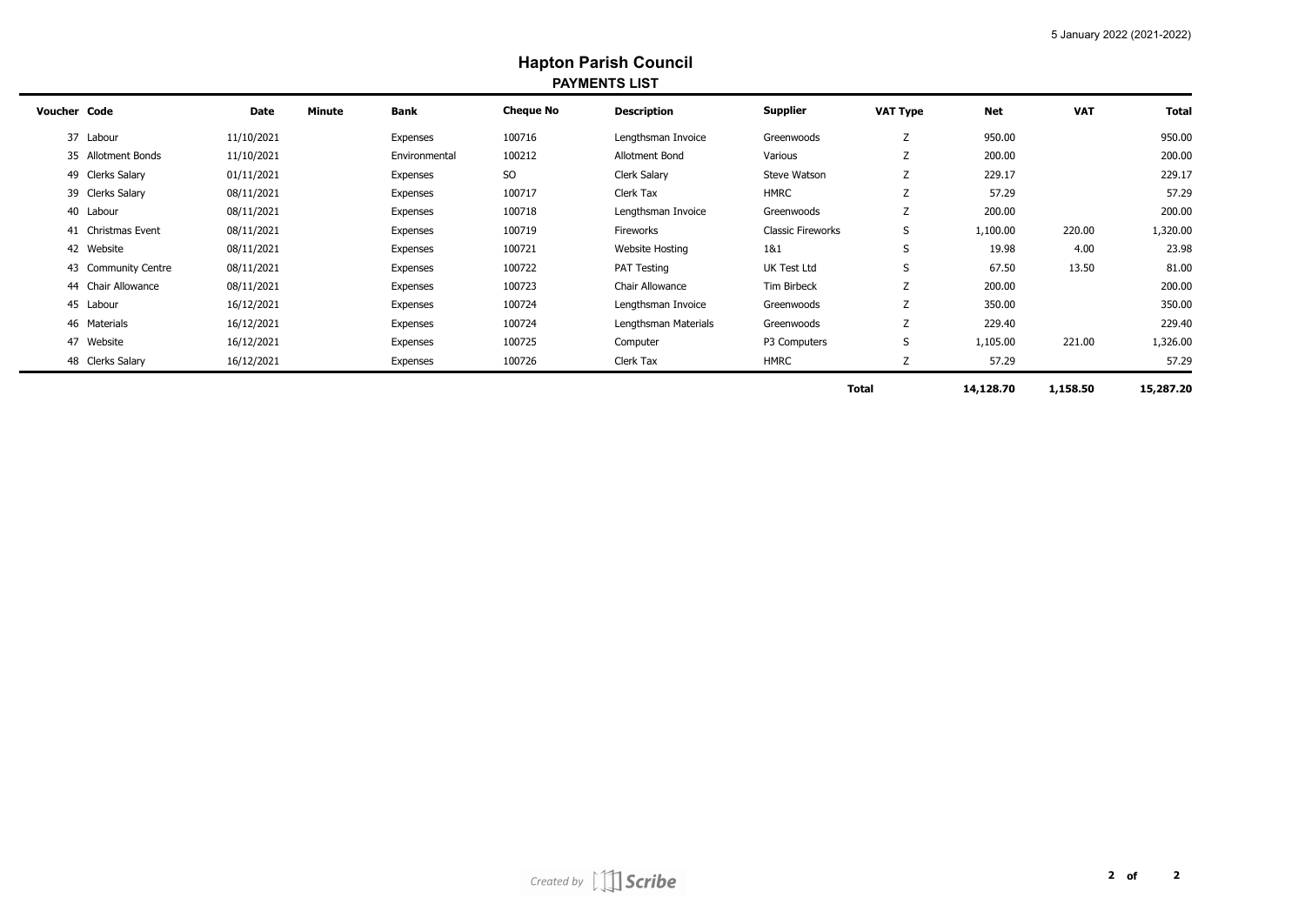## Hapton Parish Council

**PAYMENTS LIST**

| Voucher | Code | Date | Minute | Bank | Cheque No | Description | Supplier | VAT Type | Net | VAT | Total |
|---|---|---|---|---|---|---|---|---|---|---|---|
| 37 | Labour | 11/10/2021 | | Expenses | 100716 | Lengthsman Invoice | Greenwoods | Z | 950.00 | | 950.00 |
| 35 | Allotment Bonds | 11/10/2021 | | Environmental | 100212 | Allotment Bond | Various | Z | 200.00 | | 200.00 |
| 49 | Clerks Salary | 01/11/2021 | | Expenses | SO | Clerk Salary | Steve Watson | Z | 229.17 | | 229.17 |
| 39 | Clerks Salary | 08/11/2021 | | Expenses | 100717 | Clerk Tax | HMRC | Z | 57.29 | | 57.29 |
| 40 | Labour | 08/11/2021 | | Expenses | 100718 | Lengthsman Invoice | Greenwoods | Z | 200.00 | | 200.00 |
| 41 | Christmas Event | 08/11/2021 | | Expenses | 100719 | Fireworks | Classic Fireworks | S | 1,100.00 | 220.00 | 1,320.00 |
| 42 | Website | 08/11/2021 | | Expenses | 100721 | Website Hosting | 1&1 | S | 19.98 | 4.00 | 23.98 |
| 43 | Community Centre | 08/11/2021 | | Expenses | 100722 | PAT Testing | UK Test Ltd | S | 67.50 | 13.50 | 81.00 |
| 44 | Chair Allowance | 08/11/2021 | | Expenses | 100723 | Chair Allowance | Tim Birbeck | Z | 200.00 | | 200.00 |
| 45 | Labour | 16/12/2021 | | Expenses | 100724 | Lengthsman Invoice | Greenwoods | Z | 350.00 | | 350.00 |
| 46 | Materials | 16/12/2021 | | Expenses | 100724 | Lengthsman Materials | Greenwoods | Z | 229.40 | | 229.40 |
| 47 | Website | 16/12/2021 | | Expenses | 100725 | Computer | P3 Computers | S | 1,105.00 | 221.00 | 1,326.00 |
| 48 | Clerks Salary | 16/12/2021 | | Expenses | 100726 | Clerk Tax | HMRC | Z | 57.29 | | 57.29 |
| | | | | | | | | **Total** | **14,128.70** | **1,158.50** | **15,287.20** |